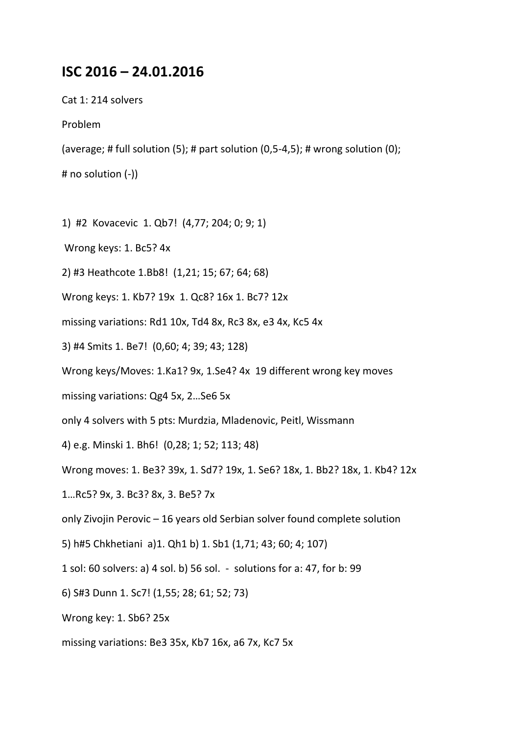# ISC 2016 – 24.01.2016

Cat 1: 214 solvers

Problem

(average; # full solution (5); # part solution (0,5-4,5); # wrong solution (0);

# no solution (-))

1) #2 Kovacevic 1. Qb7! (4,77; 204; 0; 9; 1)

Wrong keys: 1. Bc5? 4x

2) #3 Heathcote 1.Bb8! (1,21; 15; 67; 64; 68)

Wrong keys: 1. Kb7? 19x 1. Qc8? 16x 1. Bc7? 12x

missing variations: Rd1 10x, Td4 8x, Rc3 8x, e3 4x, Kc5 4x

3) #4 Smits 1. Be7! (0,60; 4; 39; 43; 128)

Wrong keys/Moves: 1.Ka1? 9x, 1.Se4? 4x 19 different wrong key moves

missing variations: Qg4 5x, 2…Se6 5x

only 4 solvers with 5 pts: Murdzia, Mladenovic, Peitl, Wissmann

4) e.g. Minski 1. Bh6! (0,28; 1; 52; 113; 48)

Wrong moves: 1. Be3? 39x, 1. Sd7? 19x, 1. Se6? 18x, 1. Bb2? 18x, 1. Kb4? 12x

1…Rc5? 9x, 3. Bc3? 8x, 3. Be5? 7x

only Zivojin Perovic – 16 years old Serbian solver found complete solution

5) h#5 Chkhetiani a)1. Qh1 b) 1. Sb1 (1,71; 43; 60; 4; 107)

1 sol: 60 solvers: a) 4 sol. b) 56 sol. - solutions for a: 47, for b: 99

6) S#3 Dunn 1. Sc7! (1,55; 28; 61; 52; 73)

Wrong key: 1. Sb6? 25x

missing variations: Be3 35x, Kb7 16x, a6 7x, Kc7 5x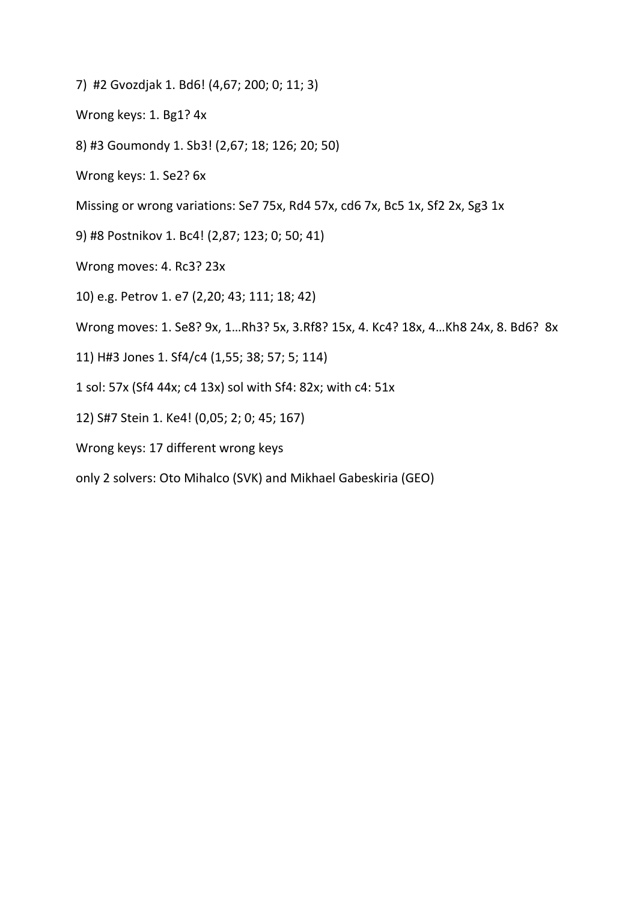7) #2 Gvozdjak 1. Bd6! (4,67; 200; 0; 11; 3)

Wrong keys: 1. Bg1? 4x

8) #3 Goumondy 1. Sb3! (2,67; 18; 126; 20; 50)

Wrong keys: 1. Se2? 6x

Missing or wrong variations: Se7 75x, Rd4 57x, cd6 7x, Bc5 1x, Sf2 2x, Sg3 1x

9) #8 Postnikov 1. Bc4! (2,87; 123; 0; 50; 41)

Wrong moves: 4. Rc3? 23x

10) e.g. Petrov 1. e7 (2,20; 43; 111; 18; 42)

Wrong moves: 1. Se8? 9x, 1…Rh3? 5x, 3.Rf8? 15x, 4. Kc4? 18x, 4…Kh8 24x, 8. Bd6? 8x

11) H#3 Jones 1. Sf4/c4 (1,55; 38; 57; 5; 114)

1 sol: 57x (Sf4 44x; c4 13x) sol with Sf4: 82x; with c4: 51x

12) S#7 Stein 1. Ke4! (0,05; 2; 0; 45; 167)

Wrong keys: 17 different wrong keys

only 2 solvers: Oto Mihalco (SVK) and Mikhael Gabeskiria (GEO)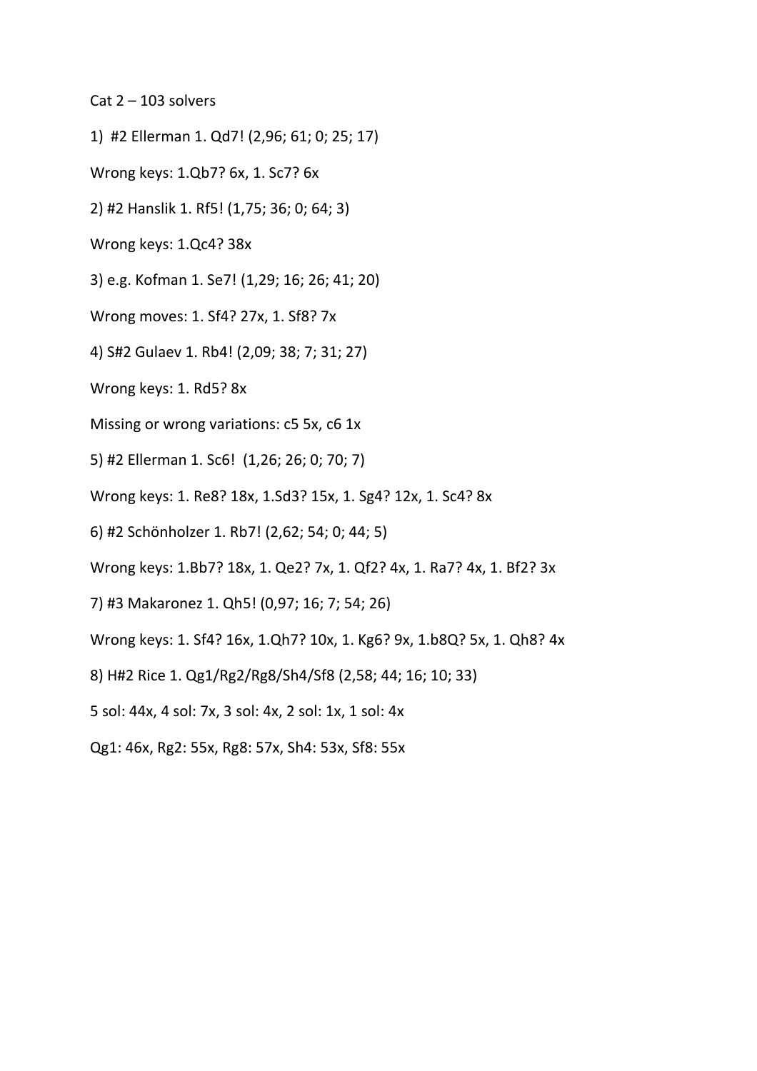Cat 2 – 103 solvers

1) #2 Ellerman 1. Qd7! (2,96; 61; 0; 25; 17)

Wrong keys: 1.Qb7? 6x, 1. Sc7? 6x

2) #2 Hanslik 1. Rf5! (1,75; 36; 0; 64; 3)

Wrong keys: 1.Qc4? 38x

3) e.g. Kofman 1. Se7! (1,29; 16; 26; 41; 20)

Wrong moves: 1. Sf4? 27x, 1. Sf8? 7x

4) S#2 Gulaev 1. Rb4! (2,09; 38; 7; 31; 27)

Wrong keys: 1. Rd5? 8x

Missing or wrong variations: c5 5x, c6 1x

5) #2 Ellerman 1. Sc6! (1,26; 26; 0; 70; 7)

Wrong keys: 1. Re8? 18x, 1.Sd3? 15x, 1. Sg4? 12x, 1. Sc4? 8x

6) #2 Schönholzer 1. Rb7! (2,62; 54; 0; 44; 5)

Wrong keys: 1.Bb7? 18x, 1. Qe2? 7x, 1. Qf2? 4x, 1. Ra7? 4x, 1. Bf2? 3x

7) #3 Makaronez 1. Qh5! (0,97; 16; 7; 54; 26)

Wrong keys: 1. Sf4? 16x, 1.Qh7? 10x, 1. Kg6? 9x, 1.b8Q? 5x, 1. Qh8? 4x

8) H#2 Rice 1. Qg1/Rg2/Rg8/Sh4/Sf8 (2,58; 44; 16; 10; 33)

5 sol: 44x, 4 sol: 7x, 3 sol: 4x, 2 sol: 1x, 1 sol: 4x

Qg1: 46x, Rg2: 55x, Rg8: 57x, Sh4: 53x, Sf8: 55x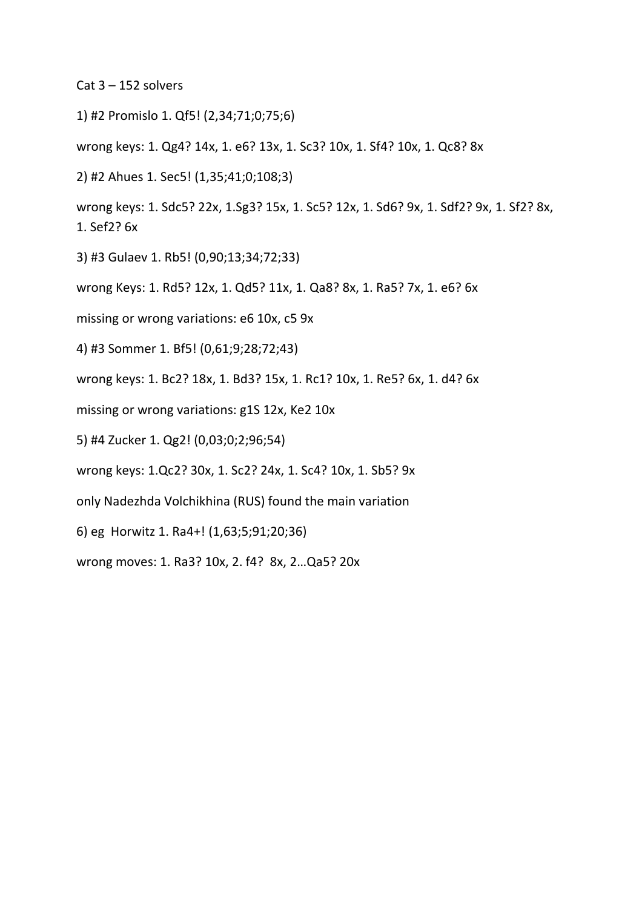Cat 3 – 152 solvers

1) #2 Promislo 1. Qf5! (2,34;71;0;75;6)

wrong keys: 1. Qg4? 14x, 1. e6? 13x, 1. Sc3? 10x, 1. Sf4? 10x, 1. Qc8? 8x

2) #2 Ahues 1. Sec5! (1,35;41;0;108;3)

wrong keys: 1. Sdc5? 22x, 1.Sg3? 15x, 1. Sc5? 12x, 1. Sd6? 9x, 1. Sdf2? 9x, 1. Sf2? 8x, 1. Sef2? 6x

3) #3 Gulaev 1. Rb5! (0,90;13;34;72;33)

wrong Keys: 1. Rd5? 12x, 1. Qd5? 11x, 1. Qa8? 8x, 1. Ra5? 7x, 1. e6? 6x

missing or wrong variations: e6 10x, c5 9x

4) #3 Sommer 1. Bf5! (0,61;9;28;72;43)

wrong keys: 1. Bc2? 18x, 1. Bd3? 15x, 1. Rc1? 10x, 1. Re5? 6x, 1. d4? 6x

missing or wrong variations: g1S 12x, Ke2 10x

5) #4 Zucker 1. Qg2! (0,03;0;2;96;54)

wrong keys: 1.Qc2? 30x, 1. Sc2? 24x, 1. Sc4? 10x, 1. Sb5? 9x

only Nadezhda Volchikhina (RUS) found the main variation

6) eg Horwitz 1. Ra4+! (1,63;5;91;20;36)

wrong moves: 1. Ra3? 10x, 2. f4? 8x, 2…Qa5? 20x